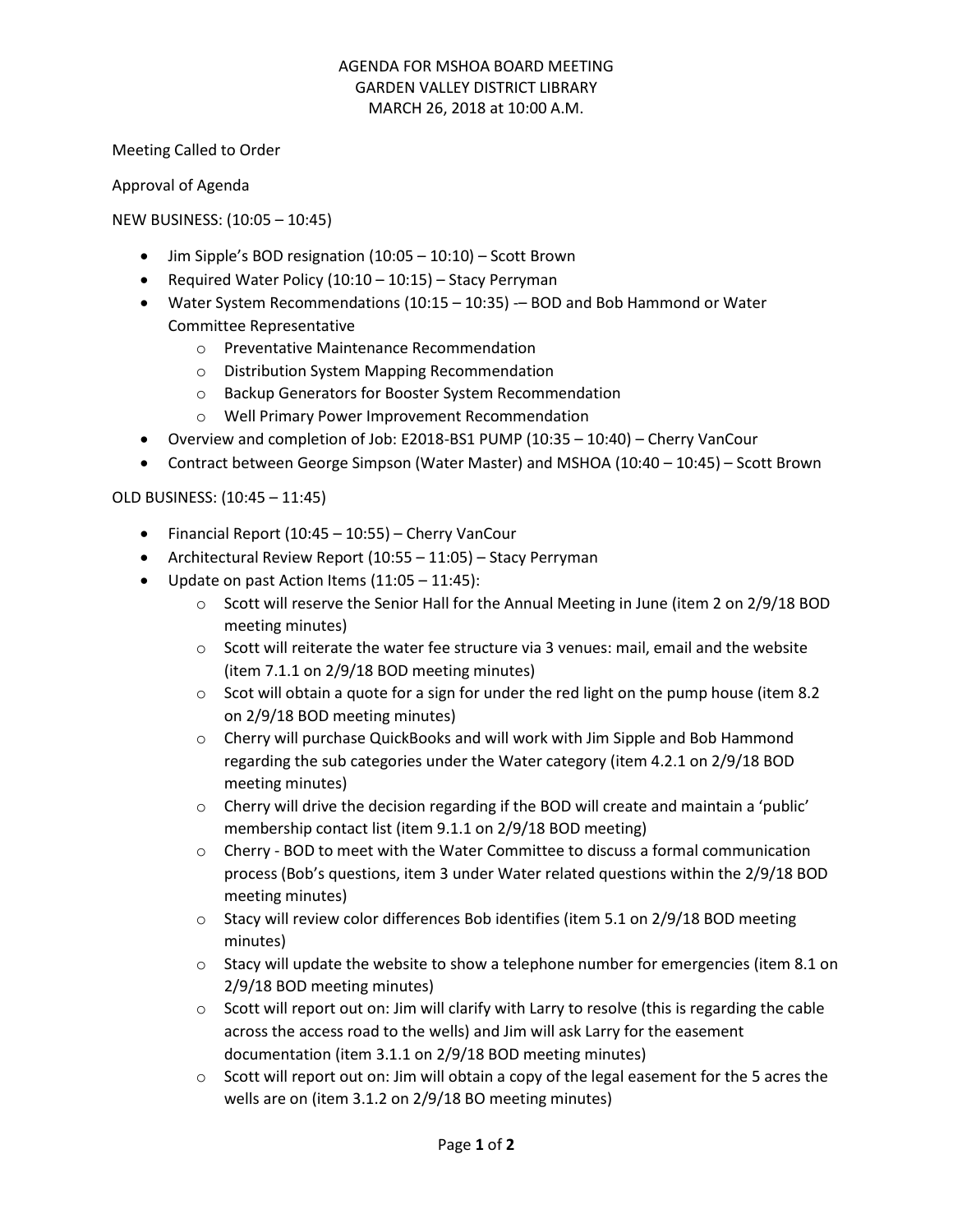# AGENDA FOR MSHOA BOARD MEETING
## GARDEN VALLEY DISTRICT LIBRARY
## MARCH 26, 2018 at 10:00 A.M.

Meeting Called to Order

Approval of Agenda

NEW BUSINESS: (10:05 – 10:45)

- Jim Sipple's BOD resignation (10:05 – 10:10) – Scott Brown
- Required Water Policy (10:10 – 10:15) – Stacy Perryman
- Water System Recommendations (10:15 – 10:35) -– BOD and Bob Hammond or Water Committee Representative
  - Preventative Maintenance Recommendation
  - Distribution System Mapping Recommendation
  - Backup Generators for Booster System Recommendation
  - Well Primary Power Improvement Recommendation
- Overview and completion of Job: E2018-BS1 PUMP (10:35 – 10:40) – Cherry VanCour
- Contract between George Simpson (Water Master) and MSHOA (10:40 – 10:45) – Scott Brown

OLD BUSINESS: (10:45 – 11:45)

- Financial Report (10:45 – 10:55) – Cherry VanCour
- Architectural Review Report (10:55 – 11:05) – Stacy Perryman
- Update on past Action Items (11:05 – 11:45):
  - Scott will reserve the Senior Hall for the Annual Meeting in June (item 2 on 2/9/18 BOD meeting minutes)
  - Scott will reiterate the water fee structure via 3 venues: mail, email and the website (item 7.1.1 on 2/9/18 BOD meeting minutes)
  - Scot will obtain a quote for a sign for under the red light on the pump house (item 8.2 on 2/9/18 BOD meeting minutes)
  - Cherry will purchase QuickBooks and will work with Jim Sipple and Bob Hammond regarding the sub categories under the Water category (item 4.2.1 on 2/9/18 BOD meeting minutes)
  - Cherry will drive the decision regarding if the BOD will create and maintain a 'public' membership contact list (item 9.1.1 on 2/9/18 BOD meeting)
  - Cherry - BOD to meet with the Water Committee to discuss a formal communication process (Bob's questions, item 3 under Water related questions within the 2/9/18 BOD meeting minutes)
  - Stacy will review color differences Bob identifies (item 5.1 on 2/9/18 BOD meeting minutes)
  - Stacy will update the website to show a telephone number for emergencies (item 8.1 on 2/9/18 BOD meeting minutes)
  - Scott will report out on: Jim will clarify with Larry to resolve (this is regarding the cable across the access road to the wells) and Jim will ask Larry for the easement documentation (item 3.1.1 on 2/9/18 BOD meeting minutes)
  - Scott will report out on: Jim will obtain a copy of the legal easement for the 5 acres the wells are on (item 3.1.2 on 2/9/18 BO meeting minutes)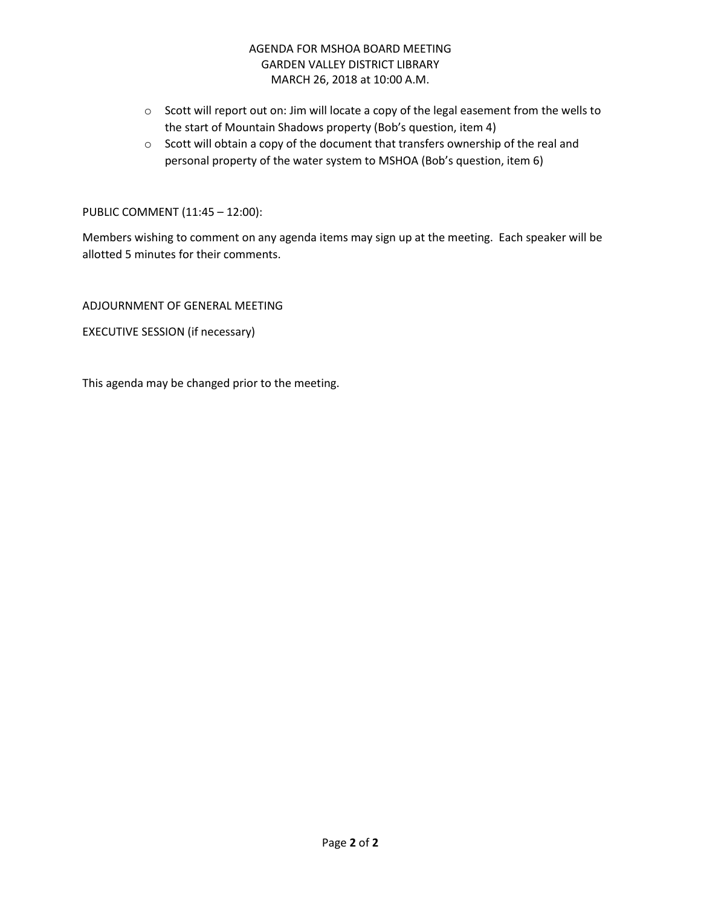- Scott will report out on: Jim will locate a copy of the legal easement from the wells to the start of Mountain Shadows property (Bob's question, item 4)
- Scott will obtain a copy of the document that transfers ownership of the real and personal property of the water system to MSHOA (Bob's question, item 6)

PUBLIC COMMENT (11:45 – 12:00):

Members wishing to comment on any agenda items may sign up at the meeting. Each speaker will be allotted 5 minutes for their comments.

ADJOURNMENT OF GENERAL MEETING

EXECUTIVE SESSION (if necessary)

This agenda may be changed prior to the meeting.